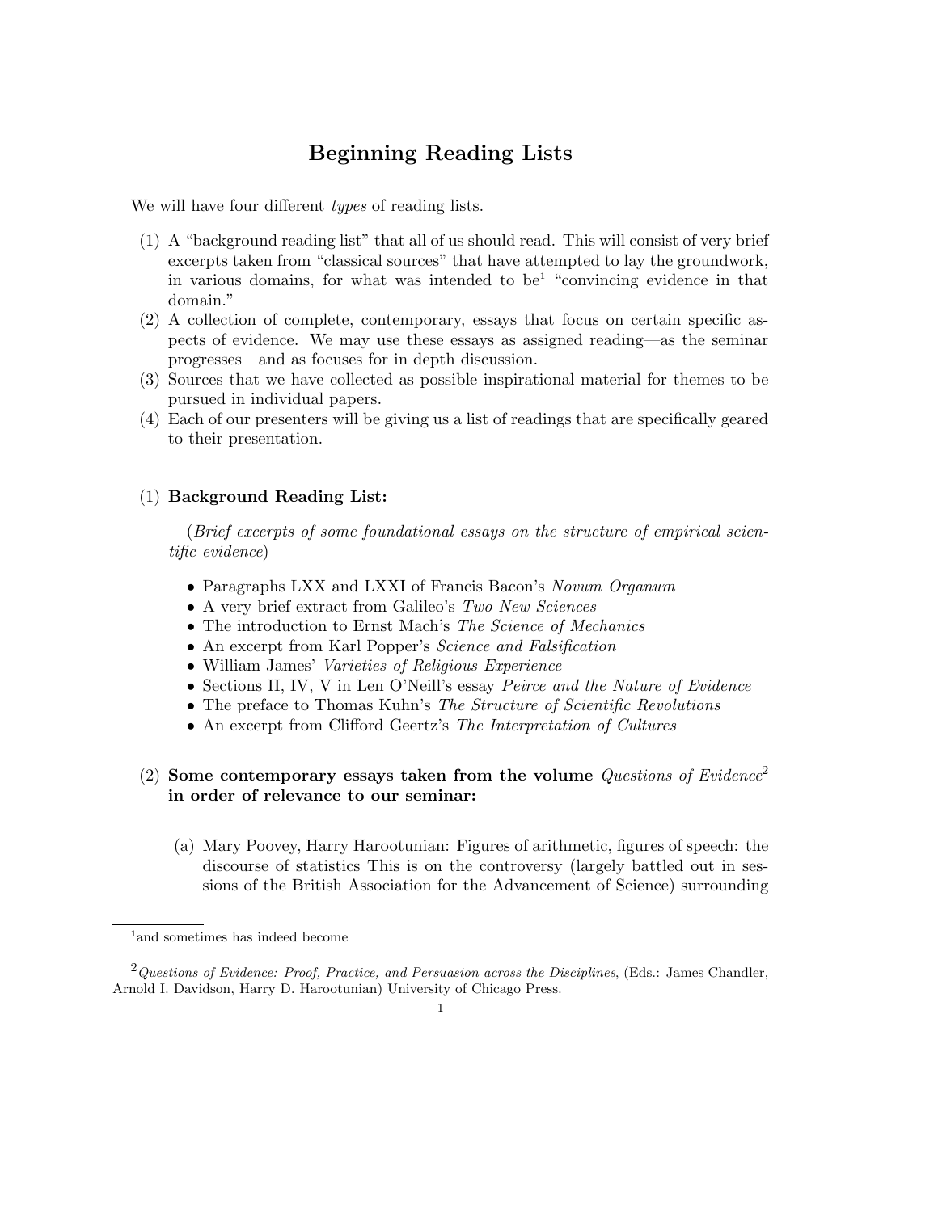# Beginning Reading Lists

We will have four different *types* of reading lists.

(1) A "background reading list" that all of us should read. This will consist of very brief excerpts taken from "classical sources" that have attempted to lay the groundwork, in various domains, for what was intended to be[1] "convincing evidence in that domain."

(2) A collection of complete, contemporary, essays that focus on certain specific aspects of evidence. We may use these essays as assigned reading—as the seminar progresses—and as focuses for in depth discussion.

(3) Sources that we have collected as possible inspirational material for themes to be pursued in individual papers.

(4) Each of our presenters will be giving us a list of readings that are specifically geared to their presentation.

## (1) Background Reading List:

(*Brief excerpts of some foundational essays on the structure of empirical scientific evidence*)

- Paragraphs LXX and LXXI of Francis Bacon's *Novum Organum*
- A very brief extract from Galileo's *Two New Sciences*
- The introduction to Ernst Mach's *The Science of Mechanics*
- An excerpt from Karl Popper's *Science and Falsification*
- William James' *Varieties of Religious Experience*
- Sections II, IV, V in Len O'Neill's essay *Peirce and the Nature of Evidence*
- The preface to Thomas Kuhn's *The Structure of Scientific Revolutions*
- An excerpt from Clifford Geertz's *The Interpretation of Cultures*

## (2) Some contemporary essays taken from the volume *Questions of Evidence*[2] in order of relevance to our seminar:

(a) Mary Poovey, Harry Harootunian: Figures of arithmetic, figures of speech: the discourse of statistics This is on the controversy (largely battled out in sessions of the British Association for the Advancement of Science) surrounding

---

[1] and sometimes has indeed become

[2] *Questions of Evidence: Proof, Practice, and Persuasion across the Disciplines*, (Eds.: James Chandler, Arnold I. Davidson, Harry D. Harootunian) University of Chicago Press.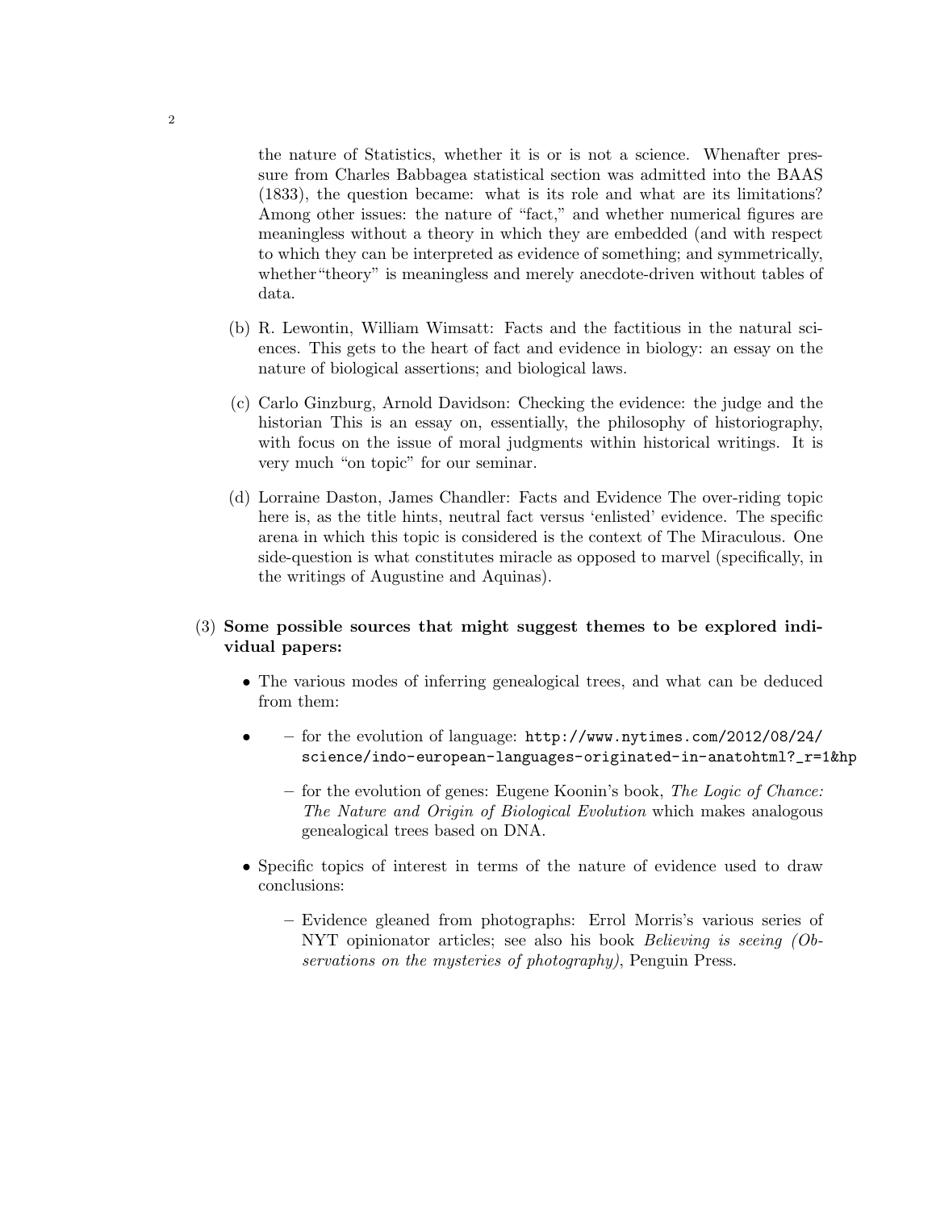the nature of Statistics, whether it is or is not a science. Whenafter pressure from Charles Babbagea statistical section was admitted into the BAAS (1833), the question became: what is its role and what are its limitations? Among other issues: the nature of "fact," and whether numerical figures are meaningless without a theory in which they are embedded (and with respect to which they can be interpreted as evidence of something; and symmetrically, whether"theory" is meaningless and merely anecdote-driven without tables of data.

(b) R. Lewontin, William Wimsatt: Facts and the factitious in the natural sciences. This gets to the heart of fact and evidence in biology: an essay on the nature of biological assertions; and biological laws.

(c) Carlo Ginzburg, Arnold Davidson: Checking the evidence: the judge and the historian This is an essay on, essentially, the philosophy of historiography, with focus on the issue of moral judgments within historical writings. It is very much "on topic" for our seminar.

(d) Lorraine Daston, James Chandler: Facts and Evidence The over-riding topic here is, as the title hints, neutral fact versus 'enlisted' evidence. The specific arena in which this topic is considered is the context of The Miraculous. One side-question is what constitutes miracle as opposed to marvel (specifically, in the writings of Augustine and Aquinas).

(3) **Some possible sources that might suggest themes to be explored individual papers:**

- The various modes of inferring genealogical trees, and what can be deduced from them:
- 
  - for the evolution of language: `http://www.nytimes.com/2012/08/24/science/indo-european-languages-originated-in-anatohtml?_r=1&hp`
  - for the evolution of genes: Eugene Koonin's book, *The Logic of Chance: The Nature and Origin of Biological Evolution* which makes analogous genealogical trees based on DNA.
- Specific topics of interest in terms of the nature of evidence used to draw conclusions:
  - Evidence gleaned from photographs: Errol Morris's various series of NYT opinionator articles; see also his book *Believing is seeing (Observations on the mysteries of photography)*, Penguin Press.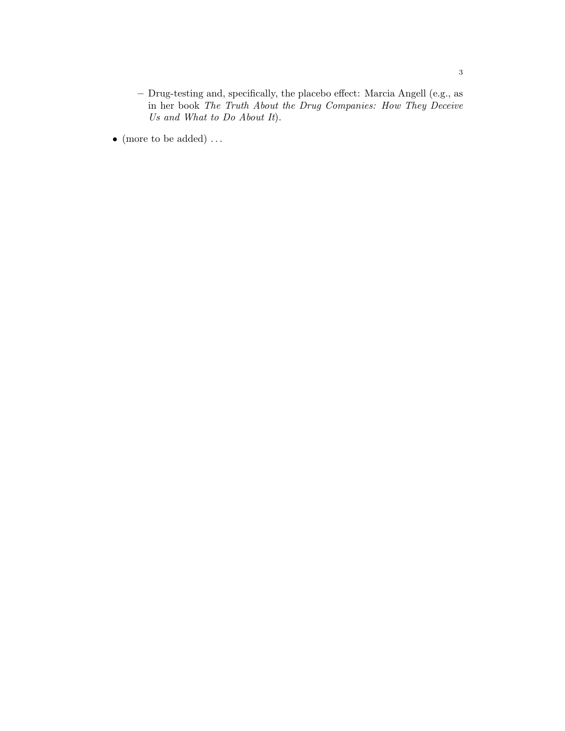- Drug-testing and, specifically, the placebo effect: Marcia Angell (e.g., as in her book *The Truth About the Drug Companies: How They Deceive Us and What to Do About It*).

- (more to be added) ...